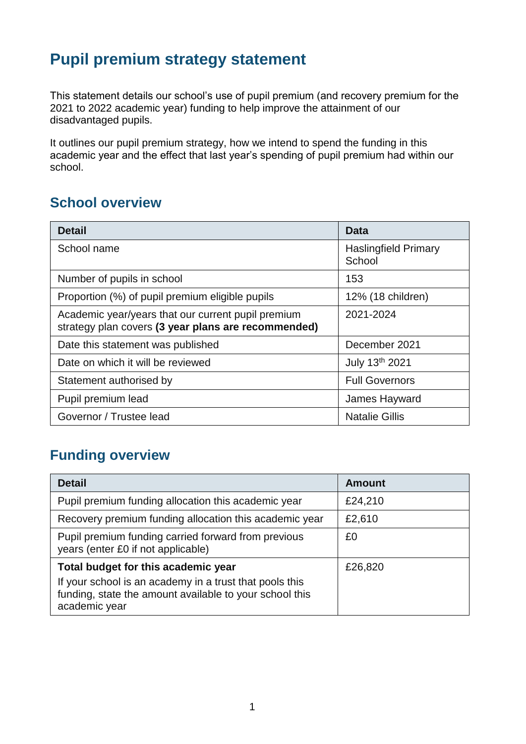# Pupil premium strategy statement

This statement details our school's use of pupil premium (and recovery premium for the 2021 to 2022 academic year) funding to help improve the attainment of our disadvantaged pupils.

It outlines our pupil premium strategy, how we intend to spend the funding in this academic year and the effect that last year's spending of pupil premium had within our school.

## School overview

| Detail | Data |
|---|---|
| School name | Haslingfield Primary School |
| Number of pupils in school | 153 |
| Proportion (%) of pupil premium eligible pupils | 12% (18 children) |
| Academic year/years that our current pupil premium strategy plan covers **(3 year plans are recommended)** | 2021-2024 |
| Date this statement was published | December 2021 |
| Date on which it will be reviewed | July 13th 2021 |
| Statement authorised by | Full Governors |
| Pupil premium lead | James Hayward |
| Governor / Trustee lead | Natalie Gillis |

## Funding overview

| Detail | Amount |
|---|---|
| Pupil premium funding allocation this academic year | £24,210 |
| Recovery premium funding allocation this academic year | £2,610 |
| Pupil premium funding carried forward from previous years (enter £0 if not applicable) | £0 |
| **Total budget for this academic year**<br>If your school is an academy in a trust that pools this funding, state the amount available to your school this academic year | £26,820 |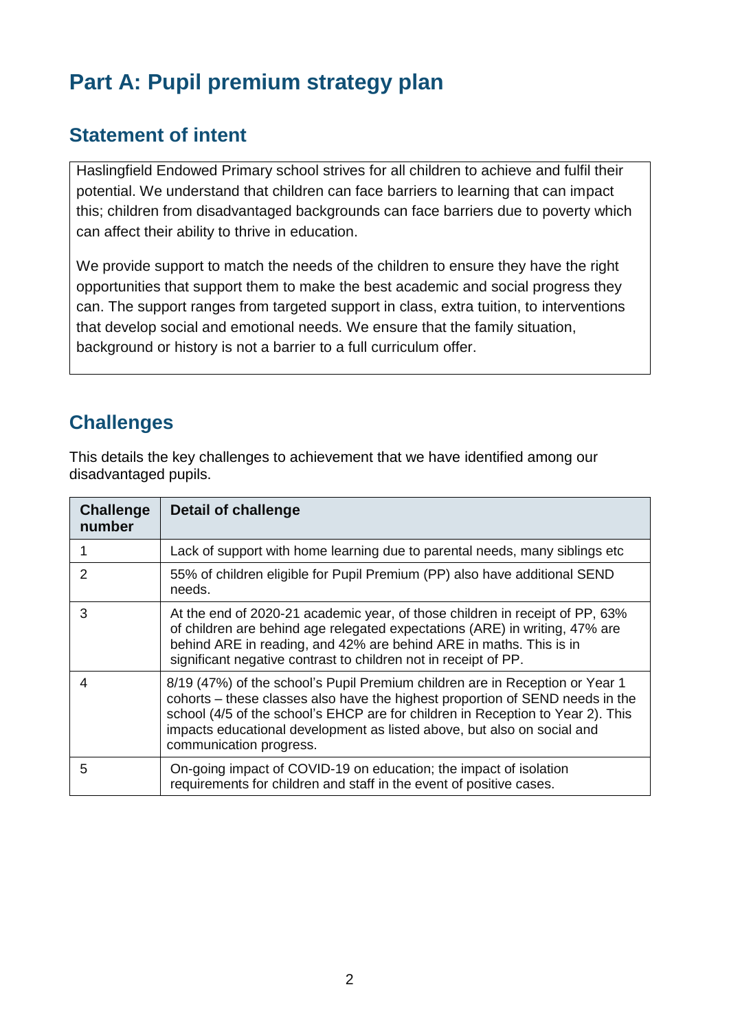# Part A: Pupil premium strategy plan

## Statement of intent

Haslingfield Endowed Primary school strives for all children to achieve and fulfil their potential. We understand that children can face barriers to learning that can impact this; children from disadvantaged backgrounds can face barriers due to poverty which can affect their ability to thrive in education.

We provide support to match the needs of the children to ensure they have the right opportunities that support them to make the best academic and social progress they can. The support ranges from targeted support in class, extra tuition, to interventions that develop social and emotional needs. We ensure that the family situation, background or history is not a barrier to a full curriculum offer.

## Challenges

This details the key challenges to achievement that we have identified among our disadvantaged pupils.

| Challenge number | Detail of challenge |
|---|---|
| 1 | Lack of support with home learning due to parental needs, many siblings etc |
| 2 | 55% of children eligible for Pupil Premium (PP) also have additional SEND needs. |
| 3 | At the end of 2020-21 academic year, of those children in receipt of PP, 63% of children are behind age relegated expectations (ARE) in writing, 47% are behind ARE in reading, and 42% are behind ARE in maths. This is in significant negative contrast to children not in receipt of PP. |
| 4 | 8/19 (47%) of the school's Pupil Premium children are in Reception or Year 1 cohorts – these classes also have the highest proportion of SEND needs in the school (4/5 of the school's EHCP are for children in Reception to Year 2). This impacts educational development as listed above, but also on social and communication progress. |
| 5 | On-going impact of COVID-19 on education; the impact of isolation requirements for children and staff in the event of positive cases. |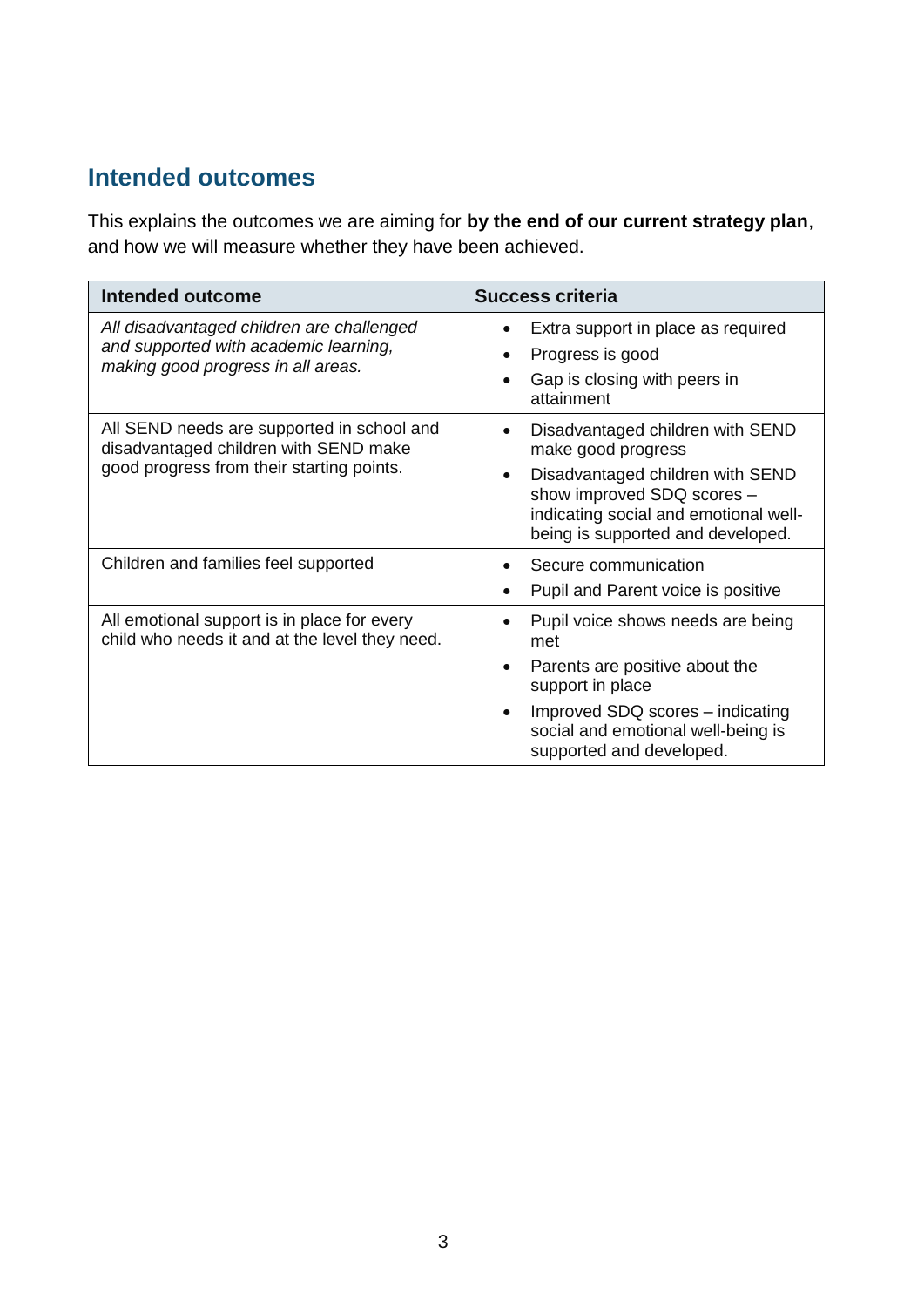## Intended outcomes

This explains the outcomes we are aiming for **by the end of our current strategy plan**, and how we will measure whether they have been achieved.

| Intended outcome | Success criteria |
|---|---|
| *All disadvantaged children are challenged and supported with academic learning, making good progress in all areas.* | • Extra support in place as required<br>• Progress is good<br>• Gap is closing with peers in attainment |
| All SEND needs are supported in school and disadvantaged children with SEND make good progress from their starting points. | • Disadvantaged children with SEND make good progress<br>• Disadvantaged children with SEND show improved SDQ scores – indicating social and emotional well-being is supported and developed. |
| Children and families feel supported | • Secure communication<br>• Pupil and Parent voice is positive |
| All emotional support is in place for every child who needs it and at the level they need. | • Pupil voice shows needs are being met<br>• Parents are positive about the support in place<br>• Improved SDQ scores – indicating social and emotional well-being is supported and developed. |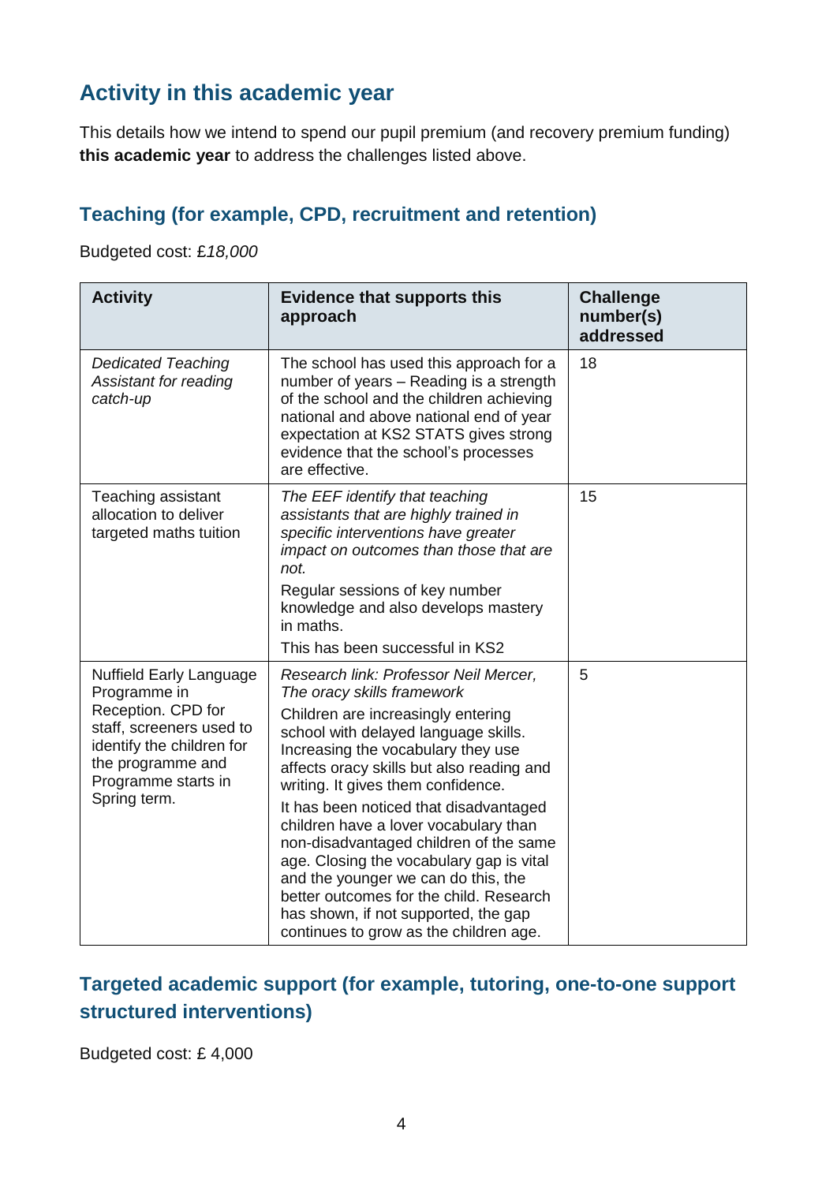## Activity in this academic year

This details how we intend to spend our pupil premium (and recovery premium funding) **this academic year** to address the challenges listed above.

### Teaching (for example, CPD, recruitment and retention)

Budgeted cost: £*18,000*

| Activity | Evidence that supports this approach | Challenge number(s) addressed |
|---|---|---|
| *Dedicated Teaching Assistant for reading catch-up* | The school has used this approach for a number of years – Reading is a strength of the school and the children achieving national and above national end of year expectation at KS2 STATS gives strong evidence that the school's processes are effective. | 18 |
| Teaching assistant allocation to deliver targeted maths tuition | *The EEF identify that teaching assistants that are highly trained in specific interventions have greater impact on outcomes than those that are not.*<br>Regular sessions of key number knowledge and also develops mastery in maths.<br>This has been successful in KS2 | 15 |
| Nuffield Early Language Programme in Reception. CPD for staff, screeners used to identify the children for the programme and Programme starts in Spring term. | *Research link: Professor Neil Mercer, The oracy skills framework*<br>Children are increasingly entering school with delayed language skills. Increasing the vocabulary they use affects oracy skills but also reading and writing. It gives them confidence.<br>It has been noticed that disadvantaged children have a lover vocabulary than non-disadvantaged children of the same age. Closing the vocabulary gap is vital and the younger we can do this, the better outcomes for the child. Research has shown, if not supported, the gap continues to grow as the children age. | 5 |

### Targeted academic support (for example, tutoring, one-to-one support structured interventions)

Budgeted cost: £ 4,000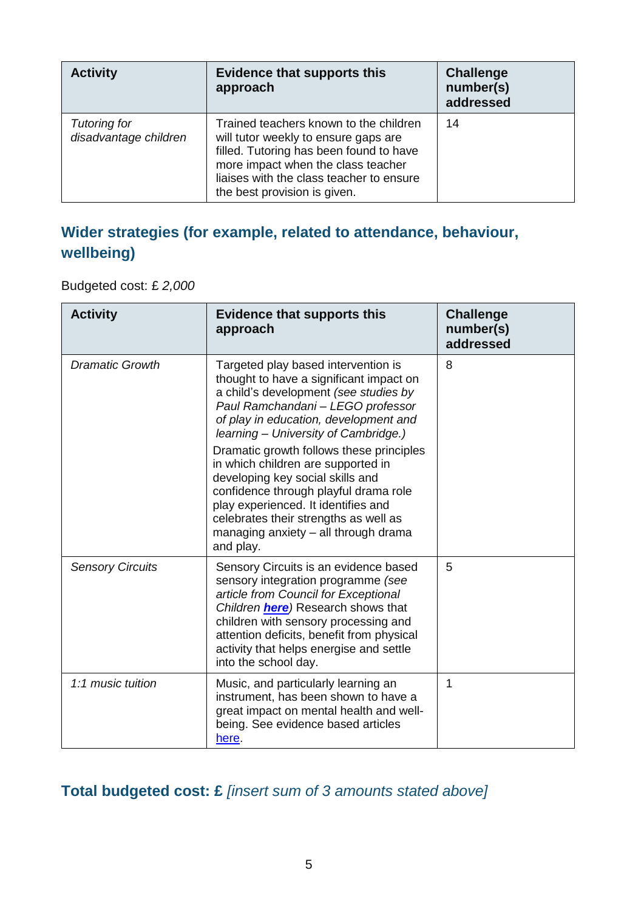| Activity | Evidence that supports this approach | Challenge number(s) addressed |
|---|---|---|
| *Tutoring for disadvantage children* | Trained teachers known to the children will tutor weekly to ensure gaps are filled. Tutoring has been found to have more impact when the class teacher liaises with the class teacher to ensure the best provision is given. | 14 |

## Wider strategies (for example, related to attendance, behaviour, wellbeing)

Budgeted cost: £ *2,000*

| Activity | Evidence that supports this approach | Challenge number(s) addressed |
|---|---|---|
| *Dramatic Growth* | Targeted play based intervention is thought to have a significant impact on a child's development *(see studies by Paul Ramchandani – LEGO professor of play in education, development and learning – University of Cambridge.)* Dramatic growth follows these principles in which children are supported in developing key social skills and confidence through playful drama role play experienced. It identifies and celebrates their strengths as well as managing anxiety – all through drama and play. | 8 |
| *Sensory Circuits* | Sensory Circuits is an evidence based sensory integration programme *(see article from Council for Exceptional Children* ***here****)* Research shows that children with sensory processing and attention deficits, benefit from physical activity that helps energise and settle into the school day. | 5 |
| *1:1 music tuition* | Music, and particularly learning an instrument, has been shown to have a great impact on mental health and well-being. See evidence based articles here. | 1 |

## Total budgeted cost: £ *[insert sum of 3 amounts stated above]*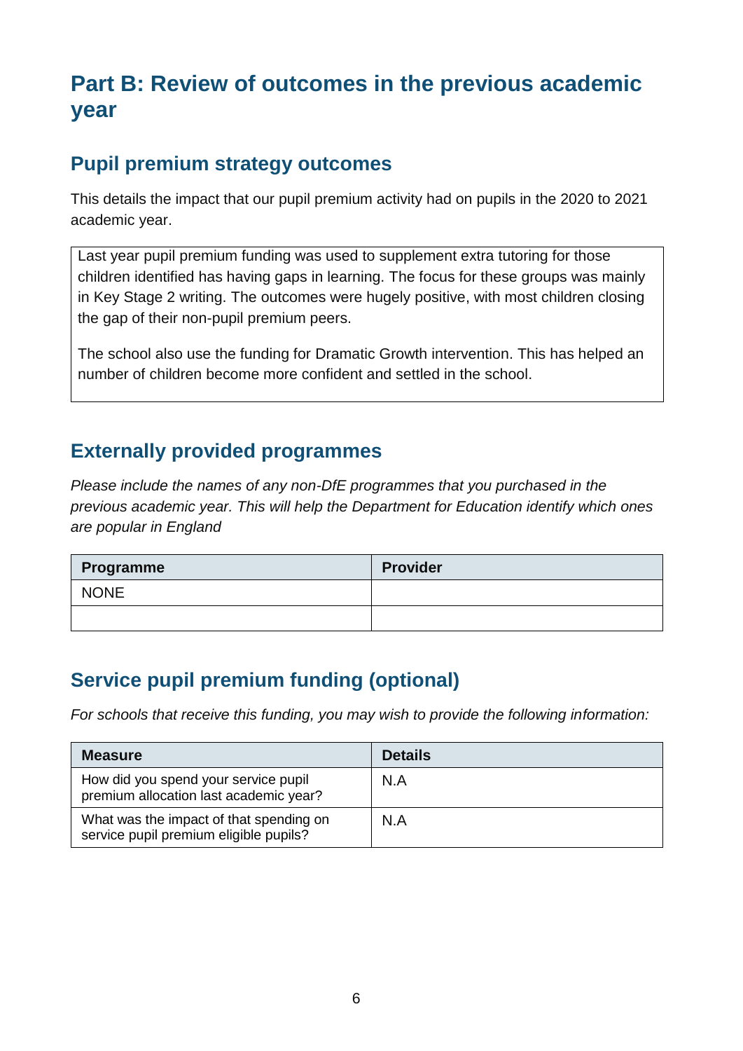# Part B: Review of outcomes in the previous academic year

## Pupil premium strategy outcomes

This details the impact that our pupil premium activity had on pupils in the 2020 to 2021 academic year.

| |
|---|
| Last year pupil premium funding was used to supplement extra tutoring for those children identified has having gaps in learning. The focus for these groups was mainly in Key Stage 2 writing. The outcomes were hugely positive, with most children closing the gap of their non-pupil premium peers.<br><br>The school also use the funding for Dramatic Growth intervention. This has helped an number of children become more confident and settled in the school. |

## Externally provided programmes

*Please include the names of any non-DfE programmes that you purchased in the previous academic year. This will help the Department for Education identify which ones are popular in England*

| Programme | Provider |
|---|---|
| NONE | |
| | |

## Service pupil premium funding (optional)

*For schools that receive this funding, you may wish to provide the following information:*

| Measure | Details |
|---|---|
| How did you spend your service pupil premium allocation last academic year? | N.A |
| What was the impact of that spending on service pupil premium eligible pupils? | N.A |